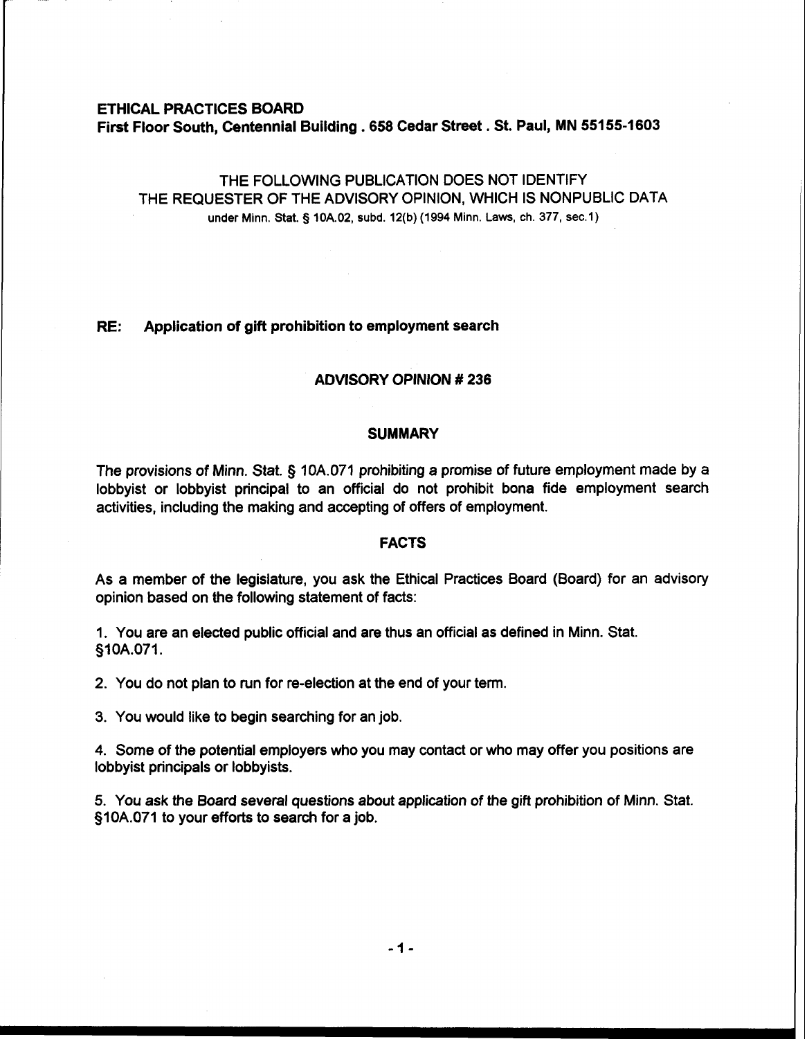**ETHICAL PRACTICES BOARD**
**First Floor South, Centennial Building . 658 Cedar Street . St. Paul, MN 55155-1603**

THE FOLLOWING PUBLICATION DOES NOT IDENTIFY
THE REQUESTER OF THE ADVISORY OPINION, WHICH IS NONPUBLIC DATA
under Minn. Stat. § 10A.02, subd. 12(b) (1994 Minn. Laws, ch. 377, sec.1)

**RE: Application of gift prohibition to employment search**

## ADVISORY OPINION # 236

### SUMMARY

The provisions of Minn. Stat. § 10A.071 prohibiting a promise of future employment made by a lobbyist or lobbyist principal to an official do not prohibit bona fide employment search activities, including the making and accepting of offers of employment.

### FACTS

As a member of the legislature, you ask the Ethical Practices Board (Board) for an advisory opinion based on the following statement of facts:

1. You are an elected public official and are thus an official as defined in Minn. Stat. §10A.071.

2. You do not plan to run for re-election at the end of your term.

3. You would like to begin searching for an job.

4. Some of the potential employers who you may contact or who may offer you positions are lobbyist principals or lobbyists.

5. You ask the Board several questions about application of the gift prohibition of Minn. Stat. §10A.071 to your efforts to search for a job.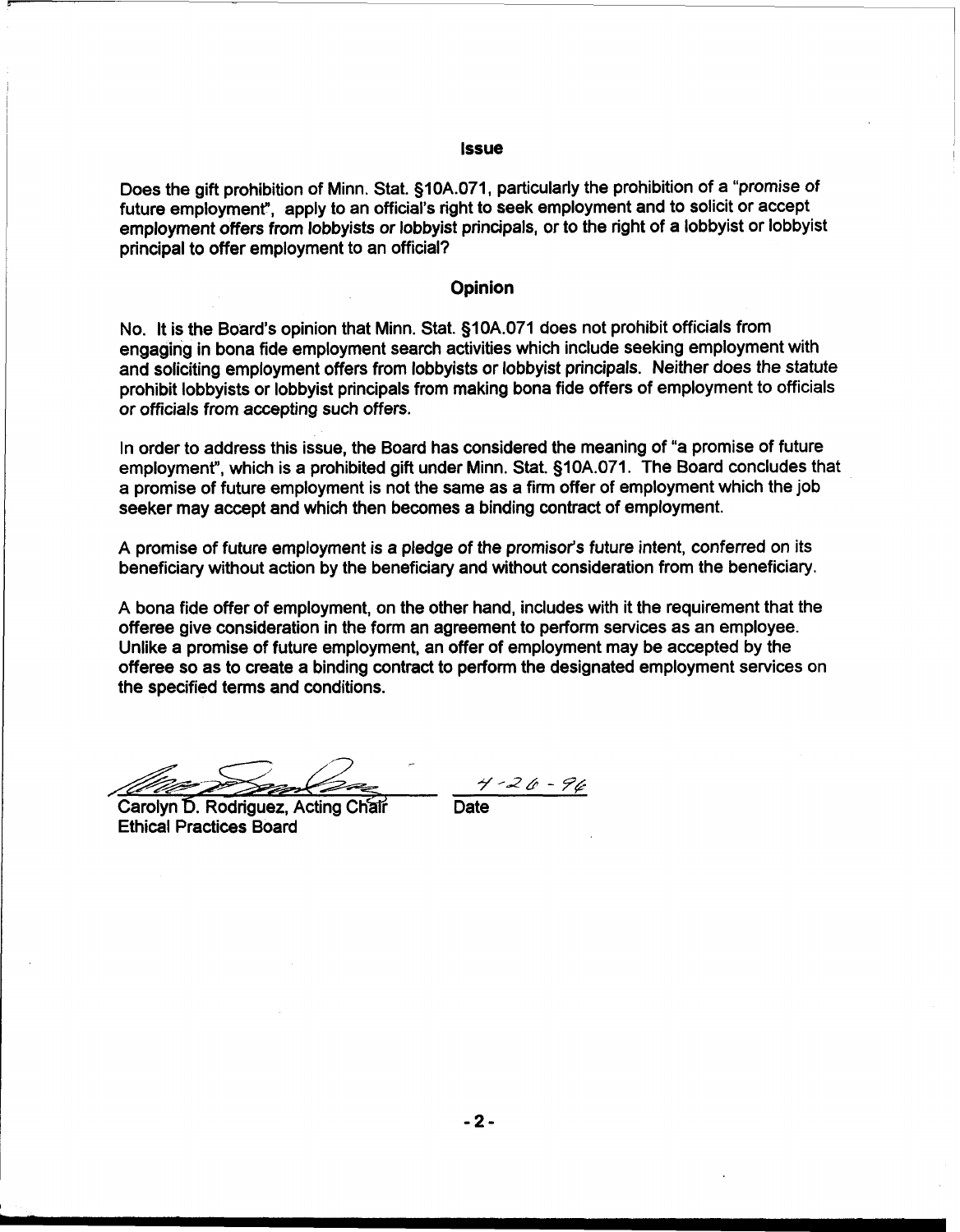## Issue

Does the gift prohibition of Minn. Stat. §10A.071, particularly the prohibition of a "promise of future employment", apply to an official's right to seek employment and to solicit or accept employment offers from lobbyists or lobbyist principals, or to the right of a lobbyist or lobbyist principal to offer employment to an official?

## Opinion

No. It is the Board's opinion that Minn. Stat. §10A.071 does not prohibit officials from engaging in bona fide employment search activities which include seeking employment with and soliciting employment offers from lobbyists or lobbyist principals. Neither does the statute prohibit lobbyists or lobbyist principals from making bona fide offers of employment to officials or officials from accepting such offers.

In order to address this issue, the Board has considered the meaning of "a promise of future employment", which is a prohibited gift under Minn. Stat. §10A.071. The Board concludes that a promise of future employment is not the same as a firm offer of employment which the job seeker may accept and which then becomes a binding contract of employment.

A promise of future employment is a pledge of the promisor's future intent, conferred on its beneficiary without action by the beneficiary and without consideration from the beneficiary.

A bona fide offer of employment, on the other hand, includes with it the requirement that the offeree give consideration in the form an agreement to perform services as an employee. Unlike a promise of future employment, an offer of employment may be accepted by the offeree so as to create a binding contract to perform the designated employment services on the specified terms and conditions.

Carolyn D. Rodriguez, Acting Chair
Ethical Practices Board

4-26-96
Date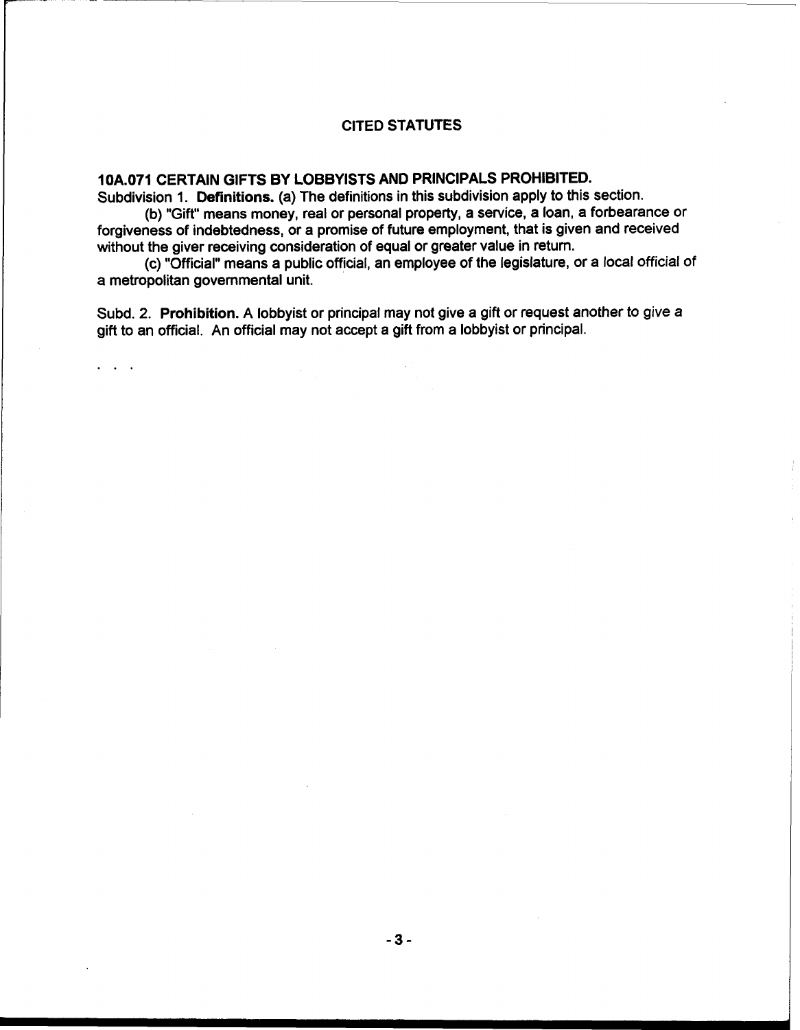## CITED STATUTES

**10A.071 CERTAIN GIFTS BY LOBBYISTS AND PRINCIPALS PROHIBITED.**

Subdivision 1. **Definitions.** (a) The definitions in this subdivision apply to this section.

(b) "Gift" means money, real or personal property, a service, a loan, a forbearance or forgiveness of indebtedness, or a promise of future employment, that is given and received without the giver receiving consideration of equal or greater value in return.

(c) "Official" means a public official, an employee of the legislature, or a local official of a metropolitan governmental unit.

Subd. 2. **Prohibition.** A lobbyist or principal may not give a gift or request another to give a gift to an official. An official may not accept a gift from a lobbyist or principal.

. . .